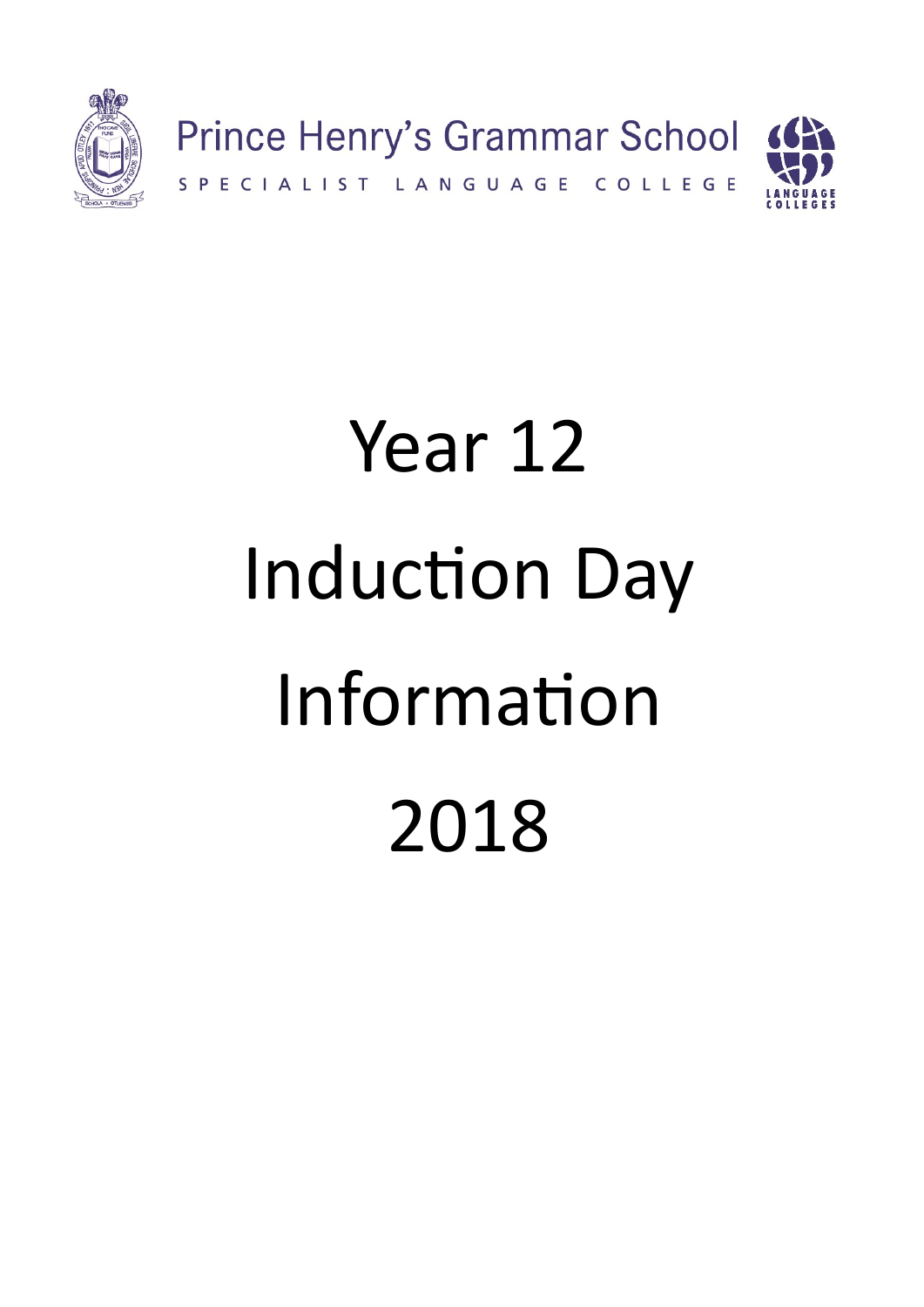Prince Henry's Grammar School

SPECIALIST LANGUAGE COLLEGE

# Year 12

# Induction Day

# Information

# 2018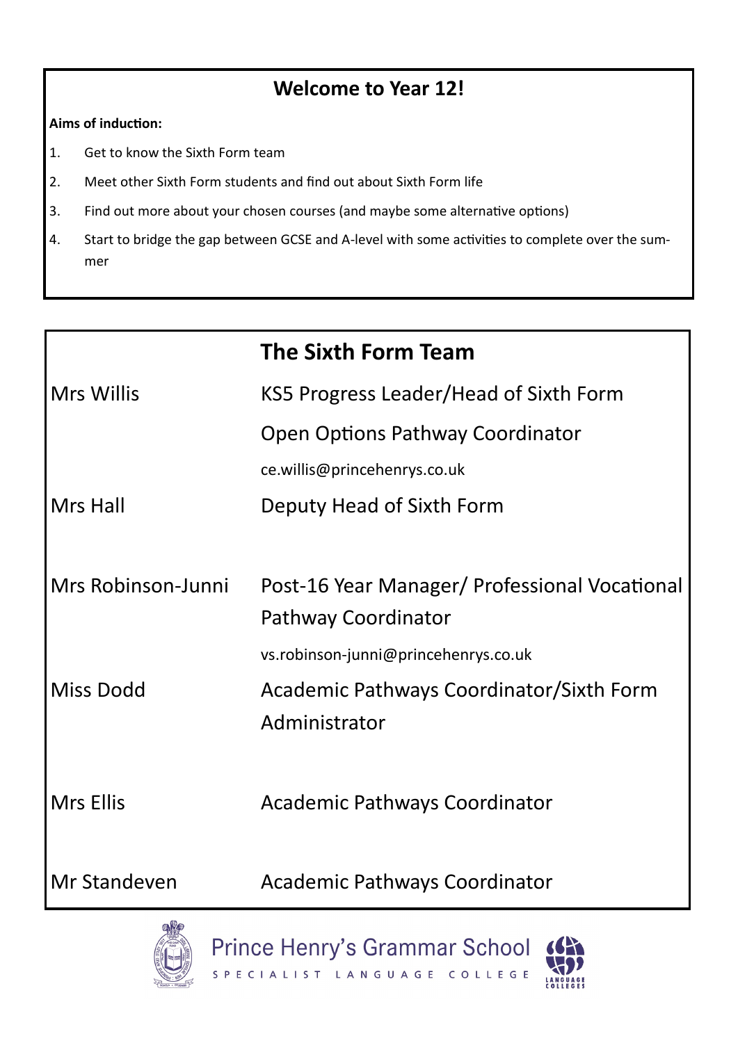## Welcome to Year 12!

**Aims of induction:**

1. Get to know the Sixth Form team
2. Meet other Sixth Form students and find out about Sixth Form life
3. Find out more about your chosen courses (and maybe some alternative options)
4. Start to bridge the gap between GCSE and A-level with some activities to complete over the summer

| | The Sixth Form Team |
|---|---|
| Mrs Willis | KS5 Progress Leader/Head of Sixth Form<br>Open Options Pathway Coordinator<br>ce.willis@princehenrys.co.uk |
| Mrs Hall | Deputy Head of Sixth Form |
| Mrs Robinson-Junni | Post-16 Year Manager/ Professional Vocational Pathway Coordinator<br>vs.robinson-junni@princehenrys.co.uk |
| Miss Dodd | Academic Pathways Coordinator/Sixth Form Administrator |
| Mrs Ellis | Academic Pathways Coordinator |
| Mr Standeven | Academic Pathways Coordinator |

Prince Henry's Grammar School

SPECIALIST LANGUAGE COLLEGE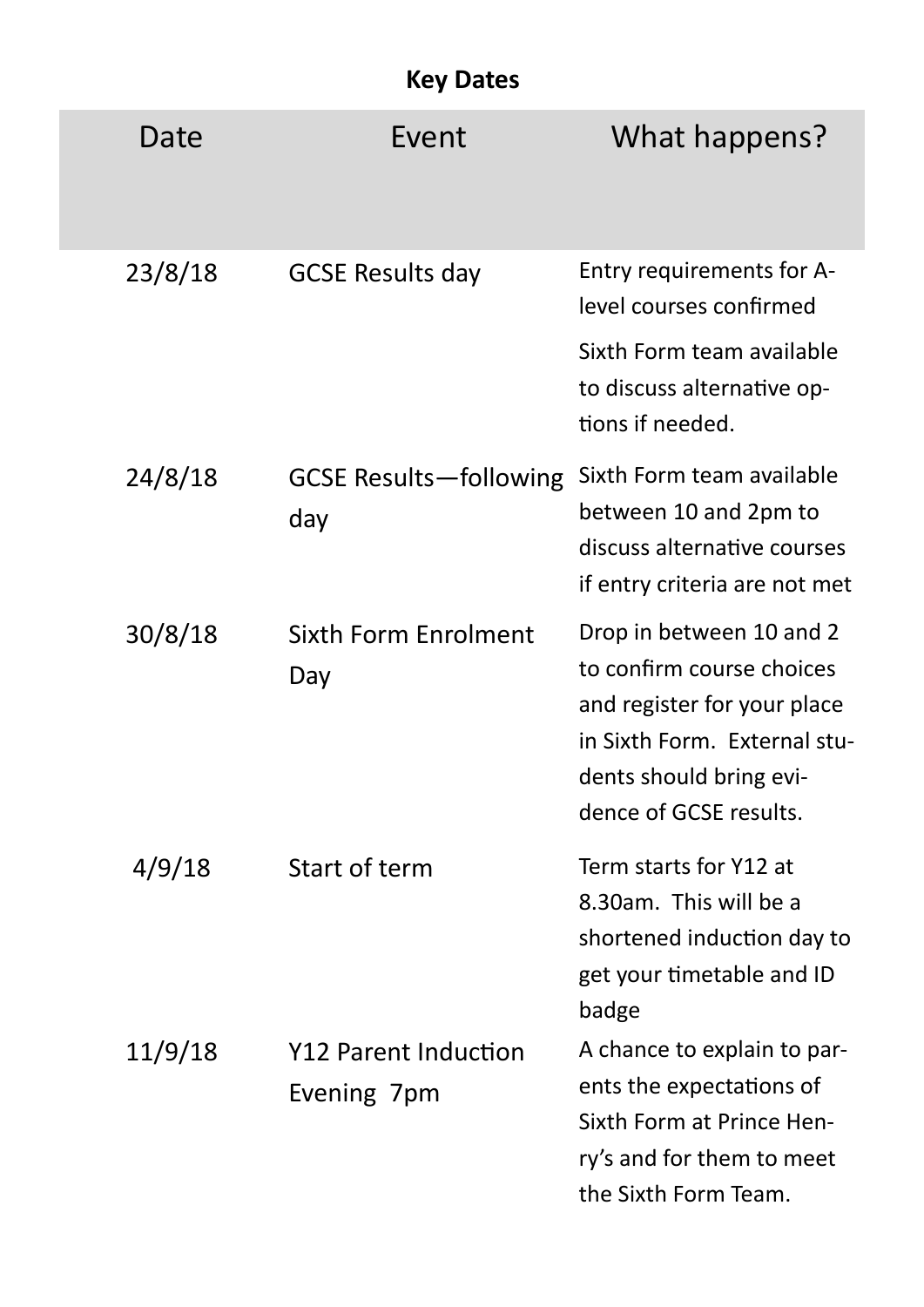**Key Dates**

| Date | Event | What happens? |
| --- | --- | --- |
| 23/8/18 | GCSE Results day | Entry requirements for A-level courses confirmed<br>Sixth Form team available to discuss alternative options if needed. |
| 24/8/18 | GCSE Results—following day | Sixth Form team available between 10 and 2pm to discuss alternative courses if entry criteria are not met |
| 30/8/18 | Sixth Form Enrolment Day | Drop in between 10 and 2 to confirm course choices and register for your place in Sixth Form. External students should bring evidence of GCSE results. |
| 4/9/18 | Start of term | Term starts for Y12 at 8.30am. This will be a shortened induction day to get your timetable and ID badge |
| 11/9/18 | Y12 Parent Induction Evening 7pm | A chance to explain to parents the expectations of Sixth Form at Prince Henry's and for them to meet the Sixth Form Team. |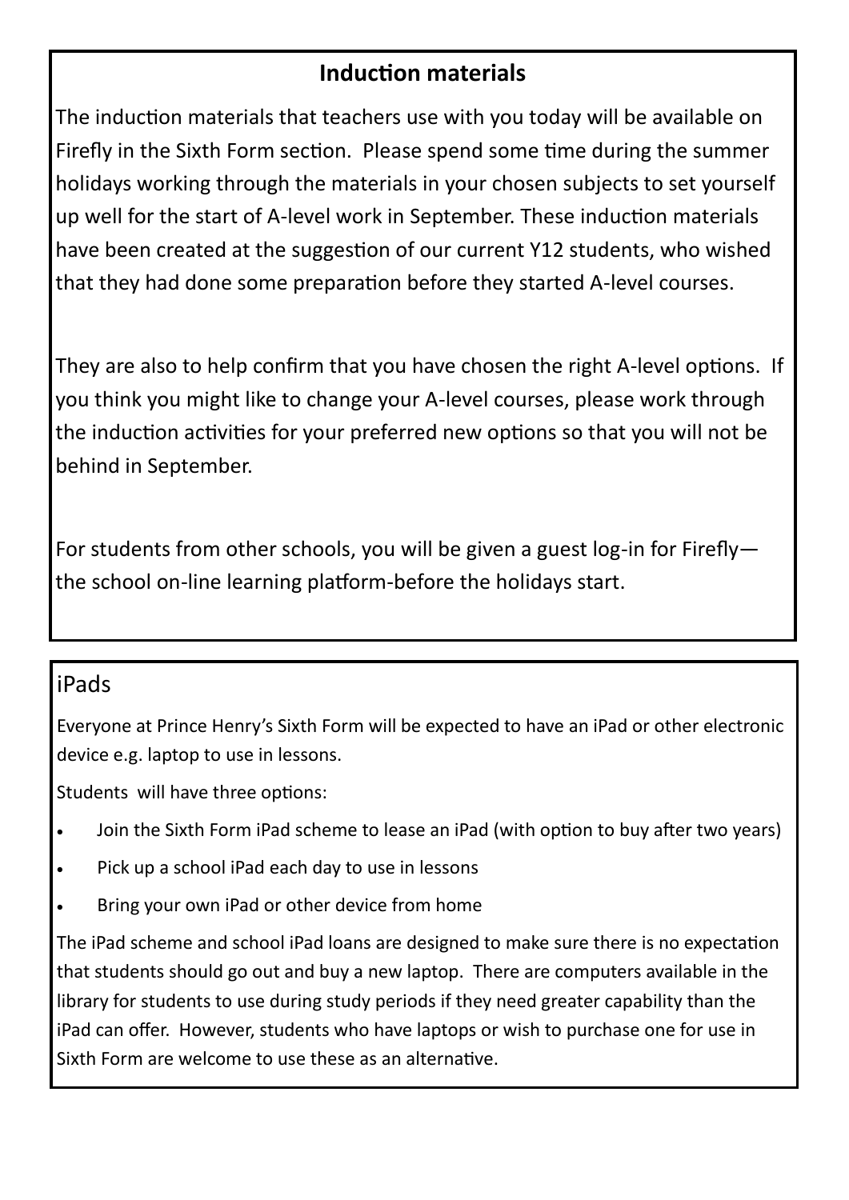## Induction materials

The induction materials that teachers use with you today will be available on Firefly in the Sixth Form section. Please spend some time during the summer holidays working through the materials in your chosen subjects to set yourself up well for the start of A-level work in September. These induction materials have been created at the suggestion of our current Y12 students, who wished that they had done some preparation before they started A-level courses.

They are also to help confirm that you have chosen the right A-level options. If you think you might like to change your A-level courses, please work through the induction activities for your preferred new options so that you will not be behind in September.

For students from other schools, you will be given a guest log-in for Firefly—the school on-line learning platform-before the holidays start.

## iPads

Everyone at Prince Henry's Sixth Form will be expected to have an iPad or other electronic device e.g. laptop to use in lessons.

Students will have three options:

- Join the Sixth Form iPad scheme to lease an iPad (with option to buy after two years)
- Pick up a school iPad each day to use in lessons
- Bring your own iPad or other device from home

The iPad scheme and school iPad loans are designed to make sure there is no expectation that students should go out and buy a new laptop. There are computers available in the library for students to use during study periods if they need greater capability than the iPad can offer. However, students who have laptops or wish to purchase one for use in Sixth Form are welcome to use these as an alternative.